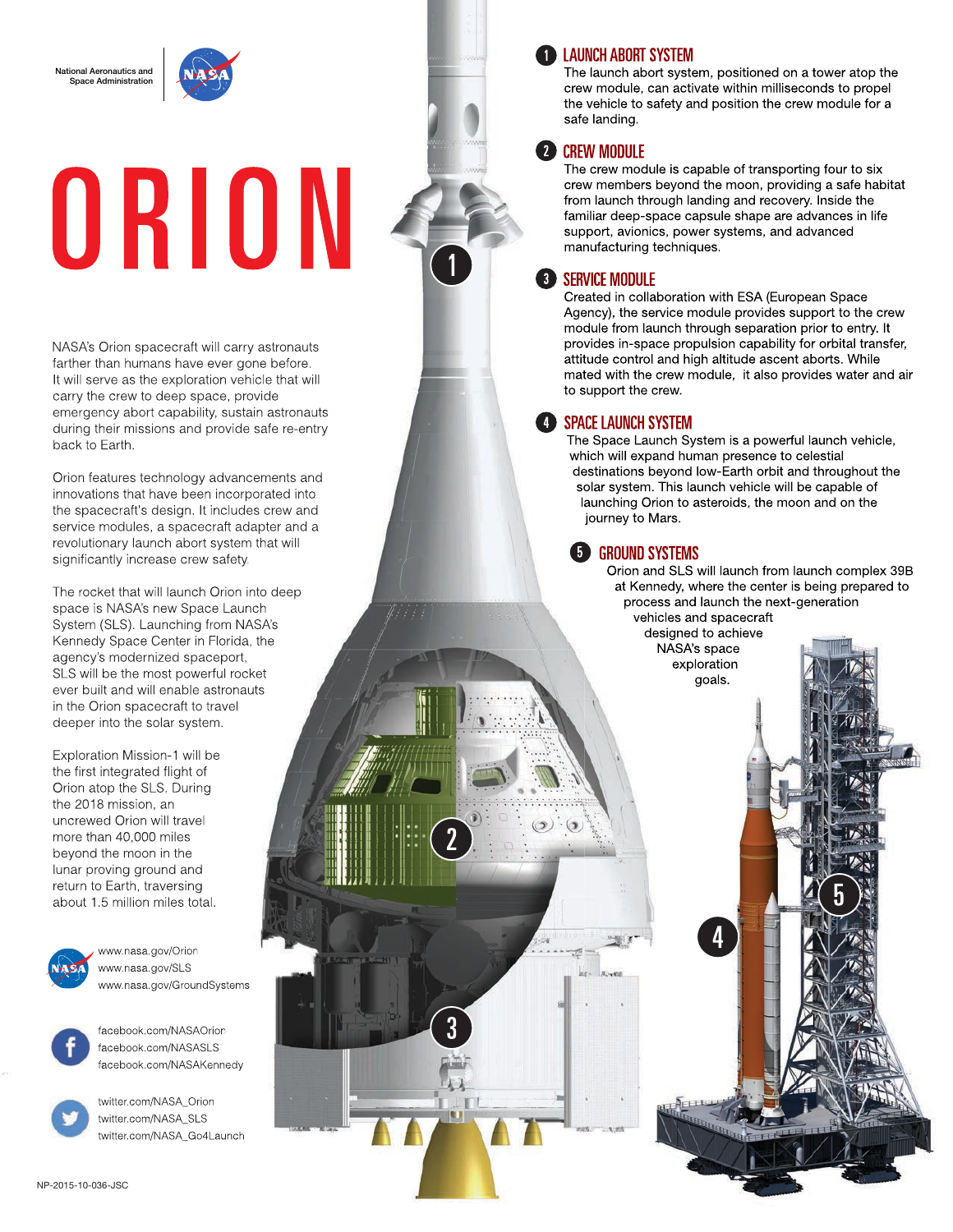National Aeronautics and Space Administration

# ORION

NASA's Orion spacecraft will carry astronauts farther than humans have ever gone before. It will serve as the exploration vehicle that will carry the crew to deep space, provide emergency abort capability, sustain astronauts during their missions and provide safe re-entry back to Earth.

Orion features technology advancements and innovations that have been incorporated into the spacecraft's design. It includes crew and service modules, a spacecraft adapter and a revolutionary launch abort system that will significantly increase crew safety.

The rocket that will launch Orion into deep space is NASA's new Space Launch System (SLS). Launching from NASA's Kennedy Space Center in Florida, the agency's modernized spaceport, SLS will be the most powerful rocket ever built and will enable astronauts in the Orion spacecraft to travel deeper into the solar system.

Exploration Mission-1 will be the first integrated flight of Orion atop the SLS. During the 2018 mission, an uncrewed Orion will travel more than 40,000 miles beyond the moon in the lunar proving ground and return to Earth, traversing about 1.5 million miles total.

## 1 LAUNCH ABORT SYSTEM

The launch abort system, positioned on a tower atop the crew module, can activate within milliseconds to propel the vehicle to safety and position the crew module for a safe landing.

## 2 CREW MODULE

The crew module is capable of transporting four to six crew members beyond the moon, providing a safe habitat from launch through landing and recovery. Inside the familiar deep-space capsule shape are advances in life support, avionics, power systems, and advanced manufacturing techniques.

## 3 SERVICE MODULE

Created in collaboration with ESA (European Space Agency), the service module provides support to the crew module from launch through separation prior to entry. It provides in-space propulsion capability for orbital transfer, attitude control and high altitude ascent aborts. While mated with the crew module, it also provides water and air to support the crew.

## 4 SPACE LAUNCH SYSTEM

The Space Launch System is a powerful launch vehicle, which will expand human presence to celestial destinations beyond low-Earth orbit and throughout the solar system. This launch vehicle will be capable of launching Orion to asteroids, the moon and on the journey to Mars.

## 5 GROUND SYSTEMS

Orion and SLS will launch from launch complex 39B at Kennedy, where the center is being prepared to process and launch the next-generation vehicles and spacecraft designed to achieve NASA's space exploration goals.

www.nasa.gov/Orion
www.nasa.gov/SLS
www.nasa.gov/GroundSystems

facebook.com/NASAOrion
facebook.com/NASASLS
facebook.com/NASAKennedy

twitter.com/NASA_Orion
twitter.com/NASA_SLS
twitter.com/NASA_Go4Launch

NP-2015-10-036-JSC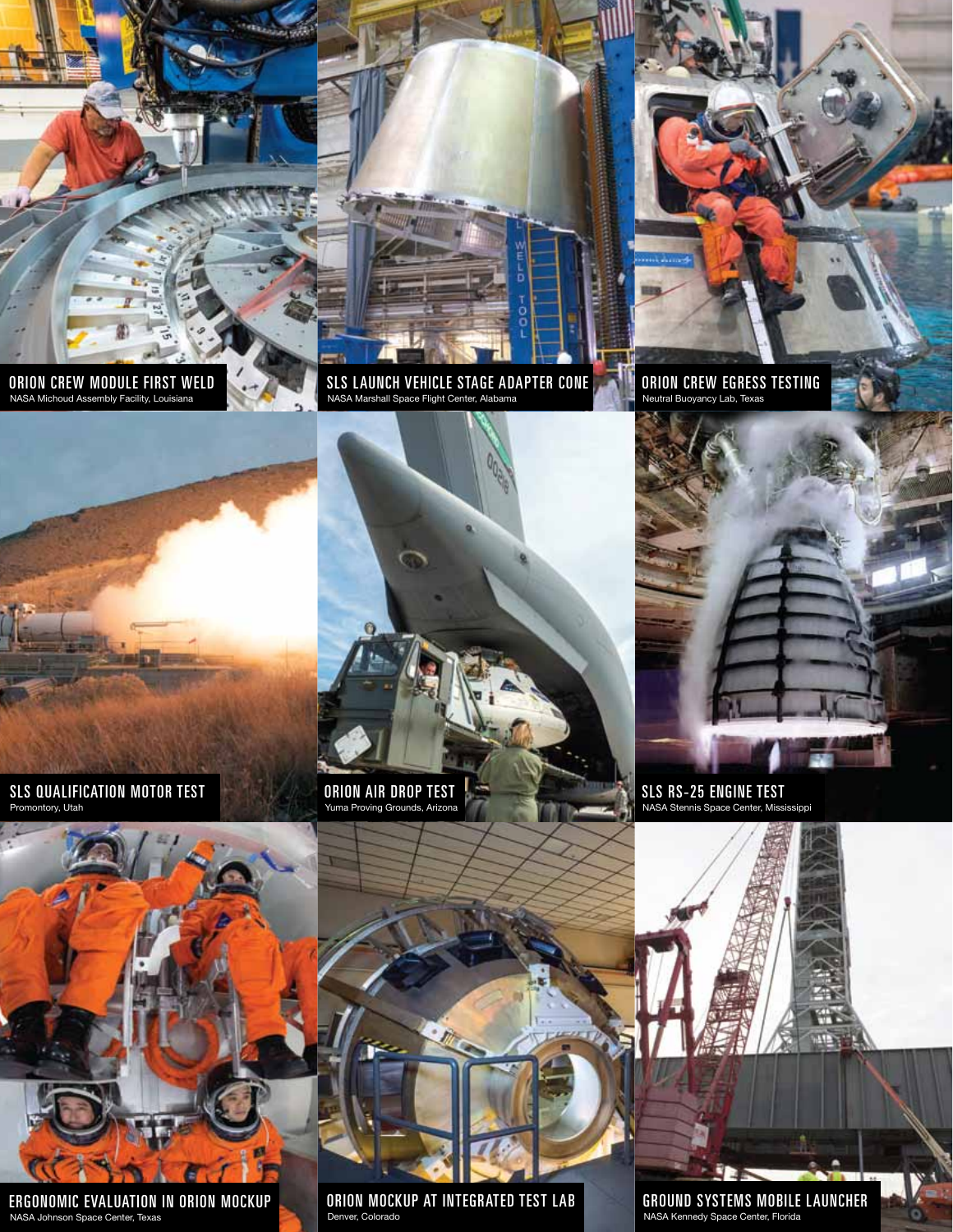ORION CREW MODULE FIRST WELD
NASA Michoud Assembly Facility, Louisiana

SLS LAUNCH VEHICLE STAGE ADAPTER CONE
NASA Marshall Space Flight Center, Alabama

ORION CREW EGRESS TESTING
Neutral Buoyancy Lab, Texas

SLS QUALIFICATION MOTOR TEST
Promontory, Utah

ORION AIR DROP TEST
Yuma Proving Grounds, Arizona

SLS RS-25 ENGINE TEST
NASA Stennis Space Center, Mississippi

ERGONOMIC EVALUATION IN ORION MOCKUP
NASA Johnson Space Center, Texas

ORION MOCKUP AT INTEGRATED TEST LAB
Denver, Colorado

GROUND SYSTEMS MOBILE LAUNCHER
NASA Kennedy Space Center, Florida